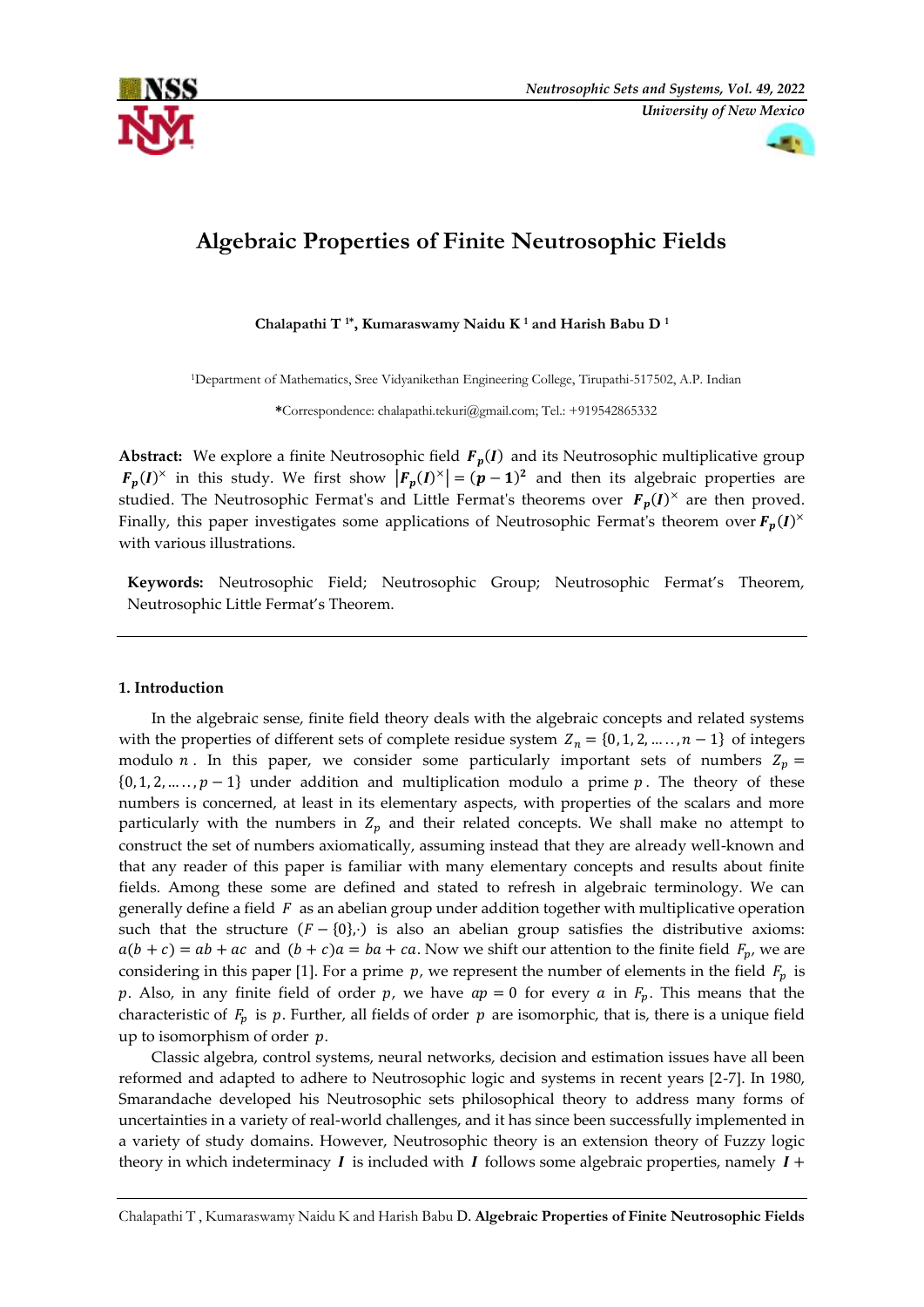# Algebraic Properties of Finite Neutrosophic Fields

**Chalapathi T [1*], Kumaraswamy Naidu K [1] and Harish Babu D [1]**

[1]Department of Mathematics, Sree Vidyanikethan Engineering College, Tirupathi-517502, A.P. Indian

***Correspondence:** chalapathi.tekuri@gmail.com; Tel.: +919542865332

**Abstract:** We explore a finite Neutrosophic field $\boldsymbol{F_p(I)}$ and its Neutrosophic multiplicative group $\boldsymbol{F_p(I)^{\times}}$ in this study. We first show $|\boldsymbol{F_p(I)^{\times}}| = (\boldsymbol{p-1})^2$ and then its algebraic properties are studied. The Neutrosophic Fermat's and Little Fermat's theorems over $\boldsymbol{F_p(I)^{\times}}$ are then proved. Finally, this paper investigates some applications of Neutrosophic Fermat's theorem over $\boldsymbol{F_p(I)^{\times}}$ with various illustrations.

**Keywords:** Neutrosophic Field; Neutrosophic Group; Neutrosophic Fermat's Theorem, Neutrosophic Little Fermat's Theorem.

---

## 1. Introduction

In the algebraic sense, finite field theory deals with the algebraic concepts and related systems with the properties of different sets of complete residue system $Z_n = \{0, 1, 2, \ldots\ldots, n-1\}$ of integers modulo $n$. In this paper, we consider some particularly important sets of numbers $Z_p = \{0, 1, 2, \ldots\ldots, p-1\}$ under addition and multiplication modulo a prime $p$. The theory of these numbers is concerned, at least in its elementary aspects, with properties of the scalars and more particularly with the numbers in $Z_p$ and their related concepts. We shall make no attempt to construct the set of numbers axiomatically, assuming instead that they are already well-known and that any reader of this paper is familiar with many elementary concepts and results about finite fields. Among these some are defined and stated to refresh in algebraic terminology. We can generally define a field $F$ as an abelian group under addition together with multiplicative operation such that the structure $(F - \{0\}, \cdot)$ is also an abelian group satisfies the distributive axioms: $a(b + c) = ab + ac$ and $(b + c)a = ba + ca$. Now we shift our attention to the finite field $F_p$, we are considering in this paper [1]. For a prime $p$, we represent the number of elements in the field $F_p$ is $p$. Also, in any finite field of order $p$, we have $ap = 0$ for every $a$ in $F_p$. This means that the characteristic of $F_p$ is $p$. Further, all fields of order $p$ are isomorphic, that is, there is a unique field up to isomorphism of order $p$.

Classic algebra, control systems, neural networks, decision and estimation issues have all been reformed and adapted to adhere to Neutrosophic logic and systems in recent years [2-7]. In 1980, Smarandache developed his Neutrosophic sets philosophical theory to address many forms of uncertainties in a variety of real-world challenges, and it has since been successfully implemented in a variety of study domains. However, Neutrosophic theory is an extension theory of Fuzzy logic theory in which indeterminacy $\boldsymbol{I}$ is included with $\boldsymbol{I}$ follows some algebraic properties, namely $\boldsymbol{I} +$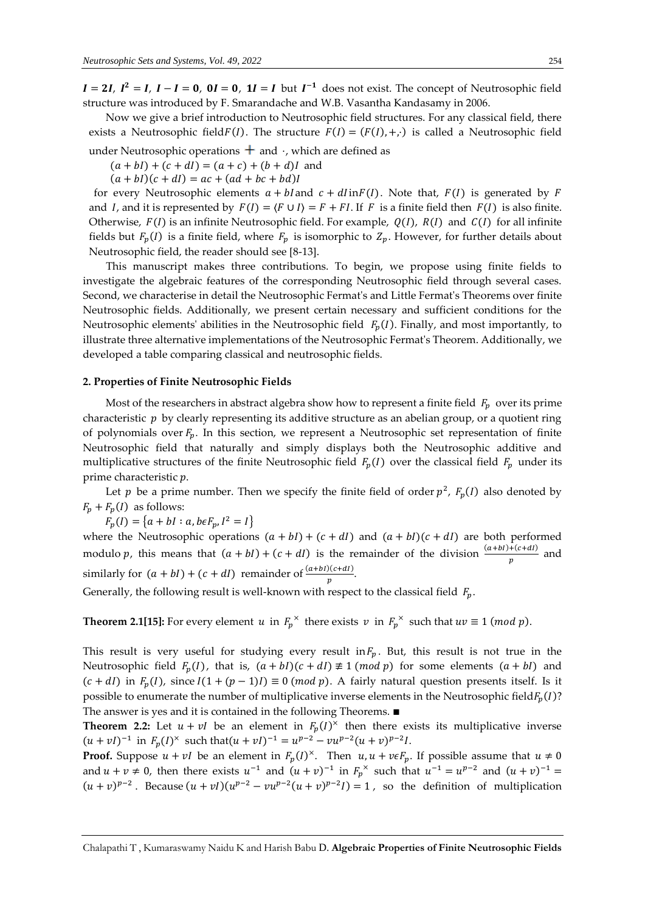$I = 2I$, $I^2 = I$, $I - I = 0$, $0I = 0$, $1I = I$ but $I^{-1}$ does not exist. The concept of Neutrosophic field structure was introduced by F. Smarandache and W.B. Vasantha Kandasamy in 2006.

Now we give a brief introduction to Neutrosophic field structures. For any classical field, there exists a Neutrosophic field $F(I)$. The structure $F(I) = (F(I), +, \cdot)$ is called a Neutrosophic field under Neutrosophic operations $+$ and $\cdot$, which are defined as

$(a + bI) + (c + dI) = (a + c) + (b + d)I$ and

$(a + bI)(c + dI) = ac + (ad + bc + bd)I$

for every Neutrosophic elements $a + bI$ and $c + dI$ in $F(I)$. Note that, $F(I)$ is generated by $F$ and $I$, and it is represented by $F(I) = \langle F \cup I \rangle = F + FI$. If $F$ is a finite field then $F(I)$ is also finite. Otherwise, $F(I)$ is an infinite Neutrosophic field. For example, $Q(I)$, $R(I)$ and $C(I)$ for all infinite fields but $F_p(I)$ is a finite field, where $F_p$ is isomorphic to $Z_p$. However, for further details about Neutrosophic field, the reader should see [8-13].

This manuscript makes three contributions. To begin, we propose using finite fields to investigate the algebraic features of the corresponding Neutrosophic field through several cases. Second, we characterise in detail the Neutrosophic Fermat's and Little Fermat's Theorems over finite Neutrosophic fields. Additionally, we present certain necessary and sufficient conditions for the Neutrosophic elements' abilities in the Neutrosophic field $F_p(I)$. Finally, and most importantly, to illustrate three alternative implementations of the Neutrosophic Fermat's Theorem. Additionally, we developed a table comparing classical and neutrosophic fields.

## 2. Properties of Finite Neutrosophic Fields

Most of the researchers in abstract algebra show how to represent a finite field $F_p$ over its prime characteristic $p$ by clearly representing its additive structure as an abelian group, or a quotient ring of polynomials over $F_p$. In this section, we represent a Neutrosophic set representation of finite Neutrosophic field that naturally and simply displays both the Neutrosophic additive and multiplicative structures of the finite Neutrosophic field $F_p(I)$ over the classical field $F_p$ under its prime characteristic $p$.

Let $p$ be a prime number. Then we specify the finite field of order $p^2$, $F_p(I)$ also denoted by $F_p + F_p(I)$ as follows:

$F_p(I) = \{a + bI : a, b \epsilon F_p, I^2 = I\}$

where the Neutrosophic operations $(a + bI) + (c + dI)$ and $(a + bI)(c + dI)$ are both performed modulo $p$, this means that $(a + bI) + (c + dI)$ is the remainder of the division $\frac{(a+bI)+(c+dI)}{p}$ and similarly for $(a + bI) + (c + dI)$ remainder of $\frac{(a+bI)(c+dI)}{p}$.

Generally, the following result is well-known with respect to the classical field $F_p$.

**Theorem 2.1[15]:** For every element $u$ in $F_p^{\times}$ there exists $v$ in $F_p^{\times}$ such that $uv \equiv 1 \ (mod\ p)$.

This result is very useful for studying every result in $F_p$. But, this result is not true in the Neutrosophic field $F_p(I)$, that is, $(a + bI)(c + dI) \not\equiv 1 \ (mod\ p)$ for some elements $(a + bI)$ and $(c + dI)$ in $F_p(I)$, since $I(1 + (p - 1)I) \equiv 0 \ (mod\ p)$. A fairly natural question presents itself. Is it possible to enumerate the number of multiplicative inverse elements in the Neutrosophic field $F_p(I)$? The answer is yes and it is contained in the following Theorems. ∎

**Theorem 2.2:** Let $u + vI$ be an element in $F_p(I)^{\times}$ then there exists its multiplicative inverse $(u + vI)^{-1}$ in $F_p(I)^{\times}$ such that $(u + vI)^{-1} = u^{p-2} - vu^{p-2}(u + v)^{p-2}I$.

**Proof.** Suppose $u + vI$ be an element in $F_p(I)^{\times}$. Then $u, u + v \epsilon F_p$. If possible assume that $u \neq 0$ and $u + v \neq 0$, then there exists $u^{-1}$ and $(u + v)^{-1}$ in $F_p^{\times}$ such that $u^{-1} = u^{p-2}$ and $(u + v)^{-1} = (u + v)^{p-2}$. Because $(u + vI)(u^{p-2} - vu^{p-2}(u + v)^{p-2}I) = 1$, so the definition of multiplication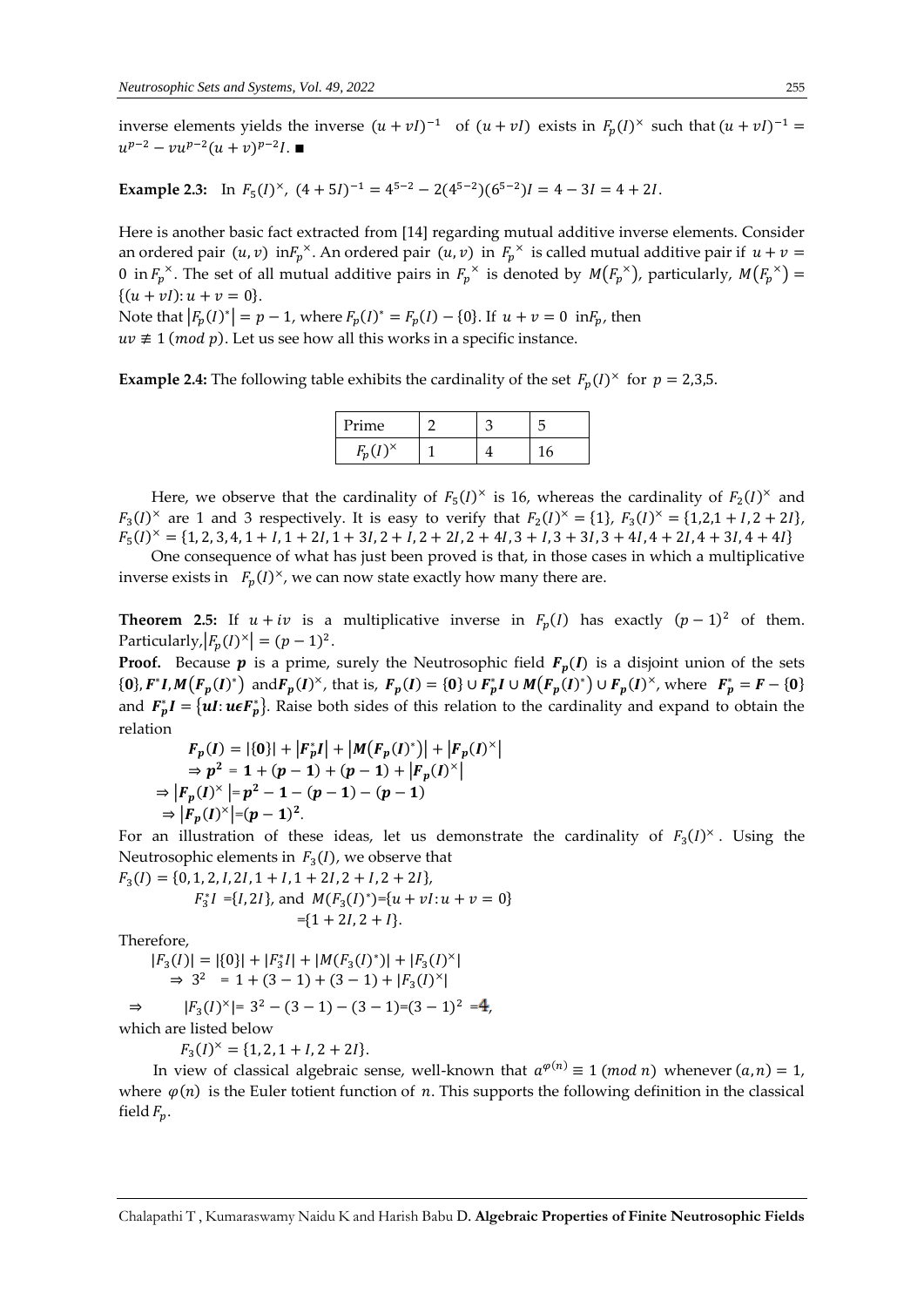inverse elements yields the inverse $(u+vI)^{-1}$ of $(u+vI)$ exists in $F_p(I)^{\times}$ such that $(u+vI)^{-1} = u^{p-2} - vu^{p-2}(u+v)^{p-2}I$. ■

**Example 2.3:** In $F_5(I)^{\times}$, $(4+5I)^{-1} = 4^{5-2} - 2(4^{5-2})(6^{5-2})I = 4 - 3I = 4 + 2I$.

Here is another basic fact extracted from [14] regarding mutual additive inverse elements. Consider an ordered pair $(u,v)$ in $F_p^{\times}$. An ordered pair $(u,v)$ in $F_p^{\times}$ is called mutual additive pair if $u+v=0$ in $F_p^{\times}$. The set of all mutual additive pairs in $F_p^{\times}$ is denoted by $M(F_p^{\times})$, particularly, $M(F_p^{\times}) = \{(u+vI): u+v=0\}$.

Note that $|F_p(I)^*| = p-1$, where $F_p(I)^* = F_p(I) - \{0\}$. If $u+v=0$ in $F_p$, then $uv \not\equiv 1 \ (mod\ p)$. Let us see how all this works in a specific instance.

**Example 2.4:** The following table exhibits the cardinality of the set $F_p(I)^{\times}$ for $p = 2,3,5$.

| Prime | 2 | 3 | 5 |
|---|---|---|---|
| $F_p(I)^{\times}$ | 1 | 4 | 16 |

Here, we observe that the cardinality of $F_5(I)^{\times}$ is 16, whereas the cardinality of $F_2(I)^{\times}$ and $F_3(I)^{\times}$ are 1 and 3 respectively. It is easy to verify that $F_2(I)^{\times} = \{1\}$, $F_3(I)^{\times} = \{1, 2, 1+I, 2+2I\}$, $F_5(I)^{\times} = \{1, 2, 3, 4, 1+I, 1+2I, 1+3I, 2+I, 2+2I, 2+4I, 3+I, 3+3I, 3+4I, 4+2I, 4+3I, 4+4I\}$

One consequence of what has just been proved is that, in those cases in which a multiplicative inverse exists in $F_p(I)^{\times}$, we can now state exactly how many there are.

**Theorem 2.5:** If $u+iv$ is a multiplicative inverse in $F_p(I)$ has exactly $(p-1)^2$ of them. Particularly, $|F_p(I)^{\times}| = (p-1)^2$.

**Proof.** Because $\boldsymbol{p}$ is a prime, surely the Neutrosophic field $\boldsymbol{F_p(I)}$ is a disjoint union of the sets $\{\boldsymbol{0}\}, \boldsymbol{F^*I}, \boldsymbol{M(F_p(I)^*)}$ and $\boldsymbol{F_p(I)^{\times}}$, that is, $\boldsymbol{F_p(I) = \{0\} \cup F_p^*I \cup M(F_p(I)^*) \cup F_p(I)^{\times}}$, where $\boldsymbol{F_p^* = F - \{0\}}$ and $\boldsymbol{F_p^*I = \{uI : u \epsilon F_p^*\}}$. Raise both sides of this relation to the cardinality and expand to obtain the relation

$$\boldsymbol{F_p(I) = |\{0\}| + |F_p^*I| + |M(F_p(I)^*)| + |F_p(I)^{\times}|}$$

$$\boldsymbol{\Rightarrow p^2 = 1 + (p-1) + (p-1) + |F_p(I)^{\times}|}$$

$$\boldsymbol{\Rightarrow |F_p(I)^{\times}| = p^2 - 1 - (p-1) - (p-1)}$$

$$\boldsymbol{\Rightarrow |F_p(I)^{\times}| = (p-1)^2}.$$

For an illustration of these ideas, let us demonstrate the cardinality of $F_3(I)^{\times}$. Using the Neutrosophic elements in $F_3(I)$, we observe that

$F_3(I) = \{0, 1, 2, I, 2I, 1+I, 1+2I, 2+I, 2+2I\}$,

$F_3^*I = \{I, 2I\}$, and $M(F_3(I)^*) = \{u+vI : u+v=0\}$

$= \{1+2I, 2+I\}$.

Therefore,

$$|F_3(I)| = |\{0\}| + |F_3^*I| + |M(F_3(I)^*)| + |F_3(I)^{\times}|$$

$$\Rightarrow 3^2 = 1 + (3-1) + (3-1) + |F_3(I)^{\times}|$$

$$\Rightarrow \quad |F_3(I)^{\times}| = 3^2 - (3-1) - (3-1) = (3-1)^2 = \mathbf{4},$$

which are listed below

$F_3(I)^{\times} = \{1, 2, 1+I, 2+2I\}$.

In view of classical algebraic sense, well-known that $a^{\varphi(n)} \equiv 1 \ (mod\ n)$ whenever $(a,n) = 1$, where $\varphi(n)$ is the Euler totient function of $n$. This supports the following definition in the classical field $F_p$.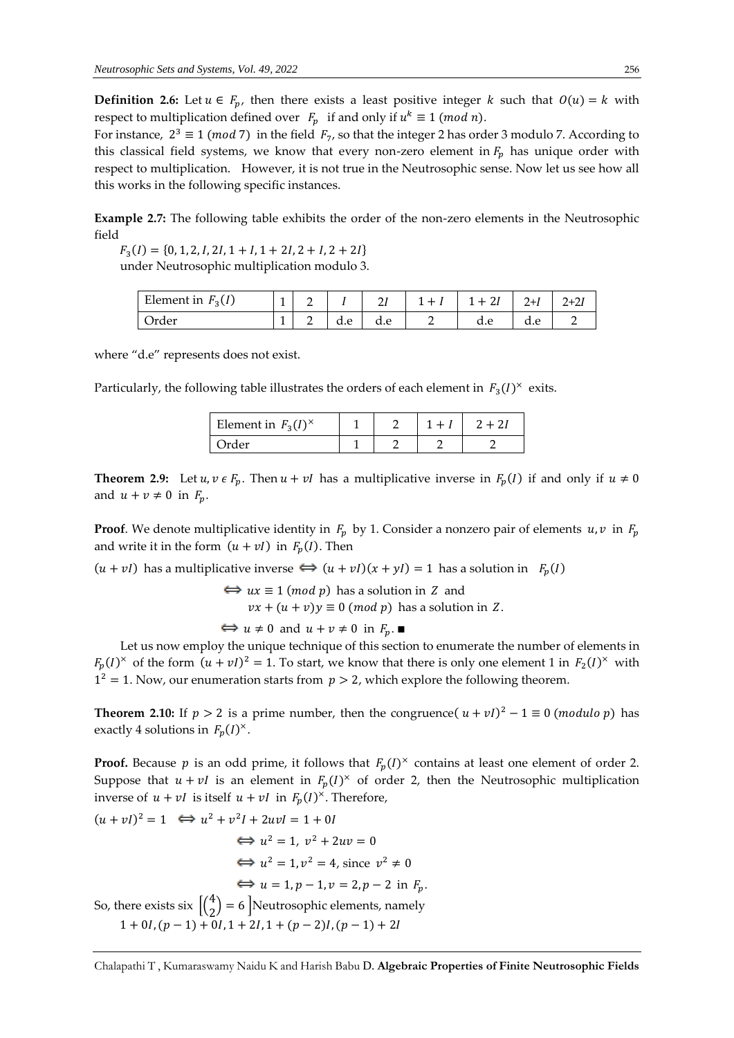**Definition 2.6:** Let $u \in F_p$, then there exists a least positive integer $k$ such that $O(u) = k$ with respect to multiplication defined over $F_p$ if and only if $u^k \equiv 1 \ (mod\ n)$.

For instance, $2^3 \equiv 1 \ (mod\ 7)$ in the field $F_7$, so that the integer 2 has order 3 modulo 7. According to this classical field systems, we know that every non-zero element in $F_p$ has unique order with respect to multiplication. However, it is not true in the Neutrosophic sense. Now let us see how all this works in the following specific instances.

**Example 2.7:** The following table exhibits the order of the non-zero elements in the Neutrosophic field

$F_3(I) = \{0, 1, 2, I, 2I, 1 + I, 1 + 2I, 2 + I, 2 + 2I\}$

under Neutrosophic multiplication modulo 3.

| Element in $F_3(I)$ | 1 | 2 | $I$ | $2I$ | $1 + I$ | $1 + 2I$ | $2+I$ | $2+2I$ |
|---|---|---|---|---|---|---|---|---|
| Order | 1 | 2 | d.e | d.e | 2 | d.e | d.e | 2 |

where "d.e" represents does not exist.

Particularly, the following table illustrates the orders of each element in $F_3(I)^{\times}$ exits.

| Element in $F_3(I)^{\times}$ | 1 | 2 | $1 + I$ | $2 + 2I$ |
|---|---|---|---|---|
| Order | 1 | 2 | 2 | 2 |

**Theorem 2.9:** Let $u, v \in F_p$. Then $u + vI$ has a multiplicative inverse in $F_p(I)$ if and only if $u \neq 0$ and $u + v \neq 0$ in $F_p$.

**Proof**. We denote multiplicative identity in $F_p$ by 1. Consider a nonzero pair of elements $u, v$ in $F_p$ and write it in the form $(u + vI)$ in $F_p(I)$. Then

$(u + vI)$ has a multiplicative inverse $\Longleftrightarrow (u + vI)(x + yI) = 1$ has a solution in $F_p(I)$

$$\Longleftrightarrow ux \equiv 1 \ (mod\ p) \text{ has a solution in } Z \text{ and}$$
$$vx + (u + v)y \equiv 0 \ (mod\ p) \text{ has a solution in } Z.$$
$$\Longleftrightarrow u \neq 0 \text{ and } u + v \neq 0 \text{ in } F_p. \ \blacksquare$$

Let us now employ the unique technique of this section to enumerate the number of elements in $F_p(I)^{\times}$ of the form $(u + vI)^2 = 1$. To start, we know that there is only one element 1 in $F_2(I)^{\times}$ with $1^2 = 1$. Now, our enumeration starts from $p > 2$, which explore the following theorem.

**Theorem 2.10:** If $p > 2$ is a prime number, then the congruence$(u + vI)^2 - 1 \equiv 0 \ (modulo\ p)$ has exactly 4 solutions in $F_p(I)^{\times}$.

**Proof.** Because $p$ is an odd prime, it follows that $F_p(I)^{\times}$ contains at least one element of order 2. Suppose that $u + vI$ is an element in $F_p(I)^{\times}$ of order 2, then the Neutrosophic multiplication inverse of $u + vI$ is itself $u + vI$ in $F_p(I)^{\times}$. Therefore,

$$(u + vI)^2 = 1 \Longleftrightarrow u^2 + v^2I + 2uvI = 1 + 0I$$
$$\Longleftrightarrow u^2 = 1,\ v^2 + 2uv = 0$$
$$\Longleftrightarrow u^2 = 1, v^2 = 4, \text{ since } v^2 \neq 0$$
$$\Longleftrightarrow u = 1, p - 1, v = 2, p - 2 \text{ in } F_p.$$

So, there exists six $\left[\binom{4}{2} = 6\right]$ Neutrosophic elements, namely

$1 + 0I, (p - 1) + 0I, 1 + 2I, 1 + (p - 2)I, (p - 1) + 2I$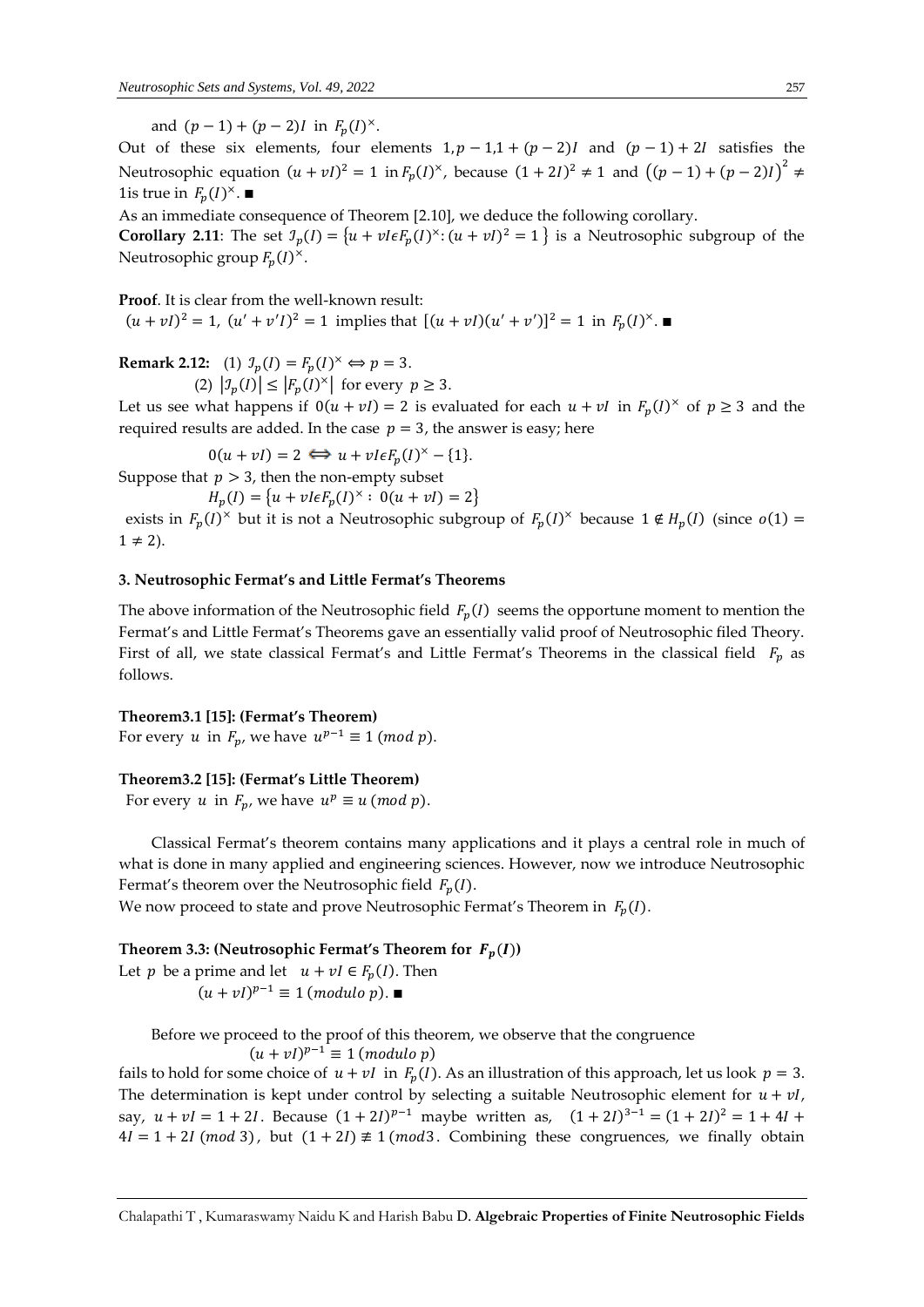and $(p-1)+(p-2)I$ in $F_p(I)^{\times}$.

Out of these six elements, four elements $1, p-1, 1+(p-2)I$ and $(p-1)+2I$ satisfies the Neutrosophic equation $(u+vI)^2 = 1$ in $F_p(I)^{\times}$, because $(1+2I)^2 \neq 1$ and $\left((p-1)+(p-2)I\right)^2 \neq 1$is true in $F_p(I)^{\times}$. ∎

As an immediate consequence of Theorem [2.10], we deduce the following corollary.

**Corollary 2.11**: The set $\mathcal{I}_p(I) = \{u+vI \epsilon F_p(I)^{\times} : (u+vI)^2 = 1\}$ is a Neutrosophic subgroup of the Neutrosophic group $F_p(I)^{\times}$.

**Proof**. It is clear from the well-known result:

$(u+vI)^2 = 1,\ (u'+v'I)^2 = 1$ implies that $[(u+vI)(u'+v')]^2 = 1$ in $F_p(I)^{\times}$. ∎

**Remark 2.12:** (1) $\mathcal{I}_p(I) = F_p(I)^{\times} \Leftrightarrow p = 3$.

(2) $|\mathcal{I}_p(I)| \leq |F_p(I)^{\times}|$ for every $p \geq 3$.

Let us see what happens if $0(u+vI) = 2$ is evaluated for each $u+vI$ in $F_p(I)^{\times}$ of $p \geq 3$ and the required results are added. In the case $p = 3$, the answer is easy; here

$$0(u+vI) = 2 \Longleftrightarrow u+vI \epsilon F_p(I)^{\times} - \{1\}.$$

Suppose that $p > 3$, then the non-empty subset

$$H_p(I) = \{u+vI \epsilon F_p(I)^{\times} :\ 0(u+vI) = 2\}$$

exists in $F_p(I)^{\times}$ but it is not a Neutrosophic subgroup of $F_p(I)^{\times}$ because $1 \notin H_p(I)$ (since $o(1) = 1 \neq 2$).

### 3. Neutrosophic Fermat's and Little Fermat's Theorems

The above information of the Neutrosophic field $F_p(I)$ seems the opportune moment to mention the Fermat's and Little Fermat's Theorems gave an essentially valid proof of Neutrosophic filed Theory. First of all, we state classical Fermat's and Little Fermat's Theorems in the classical field $F_p$ as follows.

**Theorem3.1 [15]: (Fermat's Theorem)**

For every $u$ in $F_p$, we have $u^{p-1} \equiv 1\ (mod\ p)$.

**Theorem3.2 [15]: (Fermat's Little Theorem)**

For every $u$ in $F_p$, we have $u^p \equiv u\ (mod\ p)$.

Classical Fermat's theorem contains many applications and it plays a central role in much of what is done in many applied and engineering sciences. However, now we introduce Neutrosophic Fermat's theorem over the Neutrosophic field $F_p(I)$.

We now proceed to state and prove Neutrosophic Fermat's Theorem in $F_p(I)$.

**Theorem 3.3: (Neutrosophic Fermat's Theorem for $F_p(I)$)**

Let $p$ be a prime and let $u+vI \in F_p(I)$. Then

$$(u+vI)^{p-1} \equiv 1\ (modulo\ p).\ ∎$$

Before we proceed to the proof of this theorem, we observe that the congruence

$$(u+vI)^{p-1} \equiv 1\ (modulo\ p)$$

fails to hold for some choice of $u+vI$ in $F_p(I)$. As an illustration of this approach, let us look $p = 3$. The determination is kept under control by selecting a suitable Neutrosophic element for $u+vI$, say, $u+vI = 1+2I$. Because $(1+2I)^{p-1}$ maybe written as, $(1+2I)^{3-1} = (1+2I)^2 = 1+4I+4I = 1+2I\ (mod\ 3)$, but $(1+2I) \not\equiv 1\ (mod3$. Combining these congruences, we finally obtain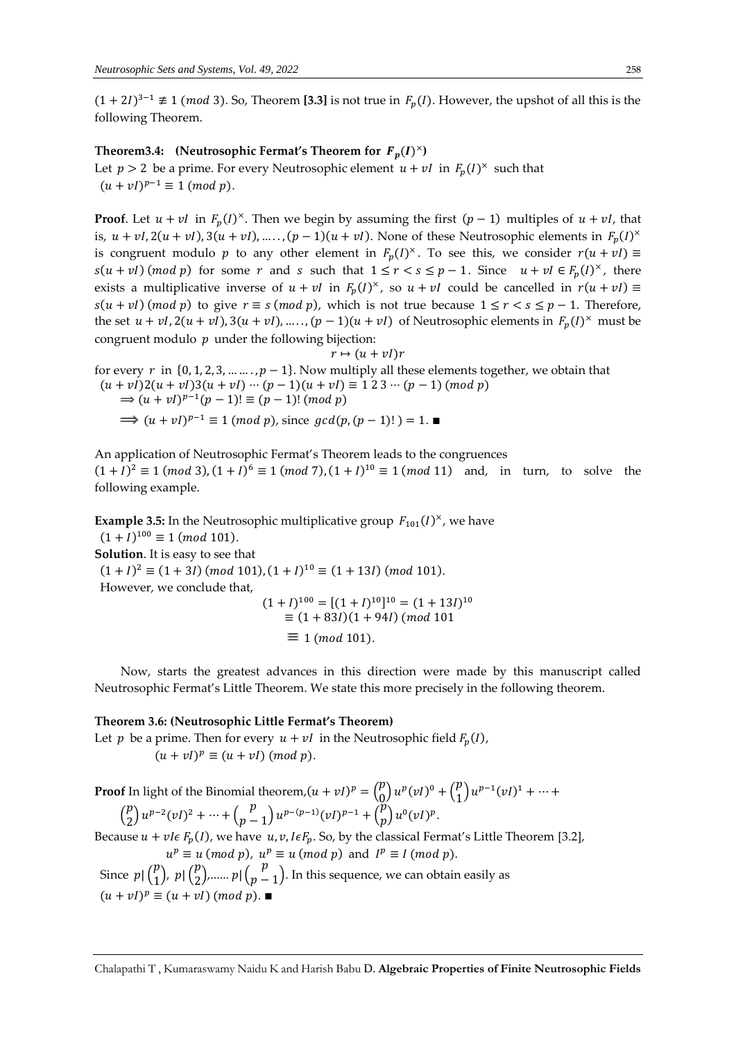$(1+2I)^{3-1} \not\equiv 1 \ (mod\ 3)$. So, Theorem **[3.3]** is not true in $F_p(I)$. However, the upshot of all this is the following Theorem.

**Theorem3.4: (Neutrosophic Fermat's Theorem for $F_p(I)^{\times}$)**

Let $p > 2$ be a prime. For every Neutrosophic element $u + vI$ in $F_p(I)^{\times}$ such that $(u+vI)^{p-1} \equiv 1 \ (mod\ p)$.

**Proof**. Let $u + vI$ in $F_p(I)^{\times}$. Then we begin by assuming the first $(p-1)$ multiples of $u + vI$, that is, $u + vI, 2(u+vI), 3(u+vI), \ldots, (p-1)(u+vI)$. None of these Neutrosophic elements in $F_p(I)^{\times}$ is congruent modulo $p$ to any other element in $F_p(I)^{\times}$. To see this, we consider $r(u+vI) \equiv s(u+vI) \ (mod\ p)$ for some $r$ and $s$ such that $1 \le r < s \le p-1$. Since $u + vI \in F_p(I)^{\times}$, there exists a multiplicative inverse of $u + vI$ in $F_p(I)^{\times}$, so $u + vI$ could be cancelled in $r(u+vI) \equiv s(u+vI) \ (mod\ p)$ to give $r \equiv s \ (mod\ p)$, which is not true because $1 \le r < s \le p-1$. Therefore, the set $u + vI, 2(u+vI), 3(u+vI), \ldots, (p-1)(u+vI)$ of Neutrosophic elements in $F_p(I)^{\times}$ must be congruent modulo $p$ under the following bijection:

$$r \mapsto (u+vI)r$$

for every $r$ in $\{0, 1, 2, 3, \ldots, p-1\}$. Now multiply all these elements together, we obtain that

$(u+vI)2(u+vI)3(u+vI) \cdots (p-1)(u+vI) \equiv 1\ 2\ 3 \cdots (p-1) \ (mod\ p)$

$\Rightarrow (u+vI)^{p-1}(p-1)! \equiv (p-1)! \ (mod\ p)$

$\Longrightarrow (u+vI)^{p-1} \equiv 1 \ (mod\ p)$, since $gcd(p, (p-1)!) = 1$. ■

An application of Neutrosophic Fermat's Theorem leads to the congruences $(1+I)^2 \equiv 1 \ (mod\ 3), (1+I)^6 \equiv 1 \ (mod\ 7), (1+I)^{10} \equiv 1 \ (mod\ 11)$ and, in turn, to solve the following example.

**Example 3.5:** In the Neutrosophic multiplicative group $F_{101}(I)^{\times}$, we have $(1+I)^{100} \equiv 1 \ (mod\ 101)$.

**Solution**. It is easy to see that

$(1+I)^2 \equiv (1+3I) \ (mod\ 101), (1+I)^{10} \equiv (1+13I) \ (mod\ 101)$.

However, we conclude that,

$$(1+I)^{100} = [(1+I)^{10}]^{10} = (1+13I)^{10}$$
$$\equiv (1+83I)(1+94I) \ (mod\ 101$$
$$\equiv 1 \ (mod\ 101).$$

Now, starts the greatest advances in this direction were made by this manuscript called Neutrosophic Fermat's Little Theorem. We state this more precisely in the following theorem.

**Theorem 3.6: (Neutrosophic Little Fermat's Theorem)**

Let $p$ be a prime. Then for every $u + vI$ in the Neutrosophic field $F_p(I)$,

$$(u+vI)^p \equiv (u+vI) \ (mod\ p).$$

**Proof** In light of the Binomial theorem, $(u+vI)^p = \binom{p}{0}u^p(vI)^0 + \binom{p}{1}u^{p-1}(vI)^1 + \cdots + \binom{p}{2}u^{p-2}(vI)^2 + \cdots + \binom{p}{p-1}u^{p-(p-1)}(vI)^{p-1} + \binom{p}{p}u^0(vI)^p$.

Because $u + vI \epsilon F_p(I)$, we have $u, v, I \epsilon F_p$. So, by the classical Fermat's Little Theorem [3.2],

$$u^p \equiv u \ (mod\ p),\ u^p \equiv u \ (mod\ p) \text{ and } I^p \equiv I \ (mod\ p).$$

Since $p | \binom{p}{1}$, $p | \binom{p}{2}$,...... $p | \binom{p}{p-1}$. In this sequence, we can obtain easily as $(u+vI)^p \equiv (u+vI) \ (mod\ p)$. ■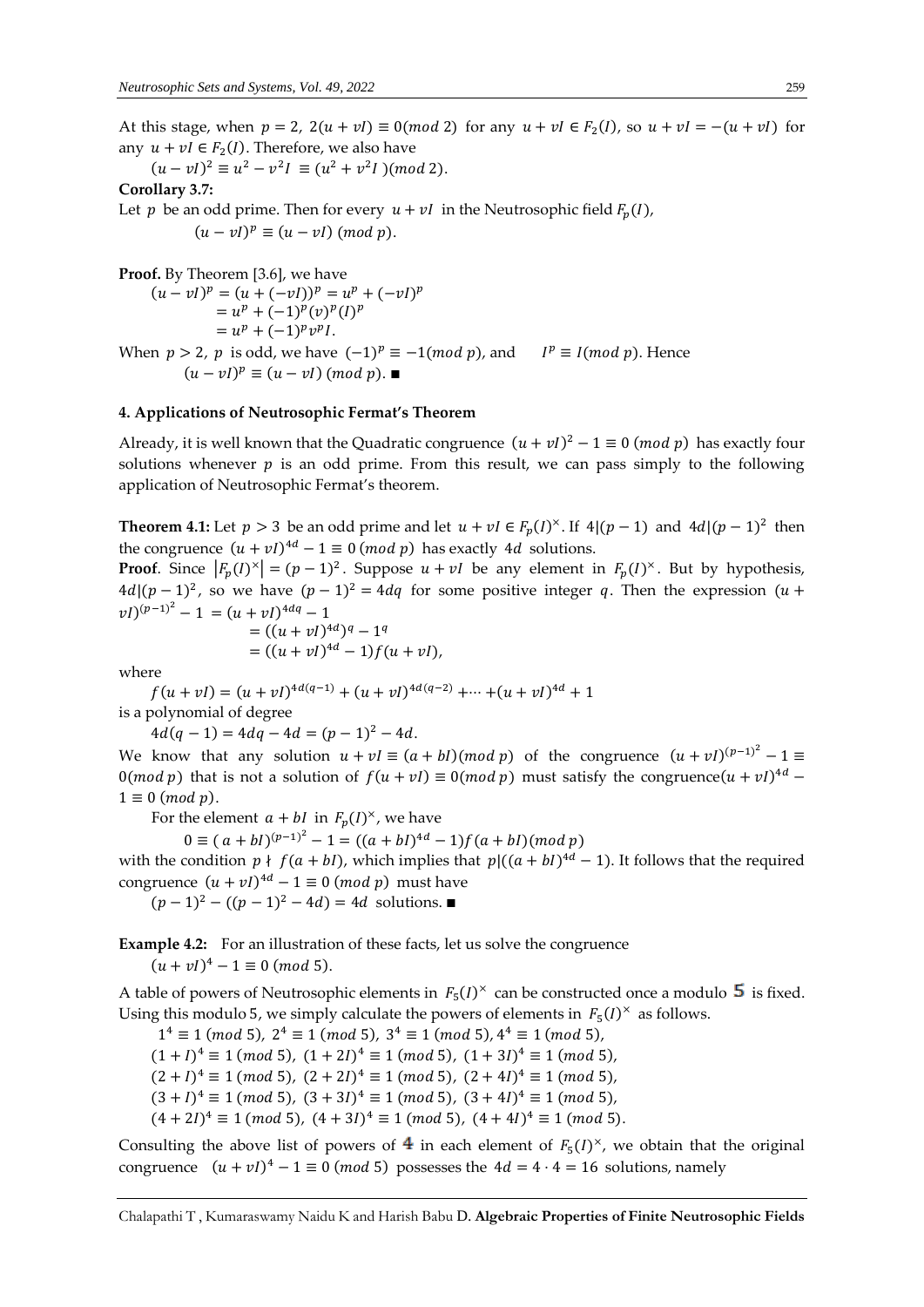At this stage, when $p = 2$, $2(u + vI) \equiv 0(mod\ 2)$ for any $u + vI \in F_2(I)$, so $u + vI = -(u + vI)$ for any $u + vI \in F_2(I)$. Therefore, we also have

$$(u - vI)^2 \equiv u^2 - v^2 I \equiv (u^2 + v^2 I)(mod\ 2).$$

**Corollary 3.7:**

Let $p$ be an odd prime. Then for every $u + vI$ in the Neutrosophic field $F_p(I)$,

$$(u - vI)^p \equiv (u - vI)\ (mod\ p).$$

**Proof.** By Theorem [3.6], we have

$$(u - vI)^p = (u + (-vI))^p = u^p + (-vI)^p$$
$$= u^p + (-1)^p (v)^p (I)^p$$
$$= u^p + (-1)^p v^p I.$$

When $p > 2$, $p$ is odd, we have $(-1)^p \equiv -1(mod\ p)$, and $I^p \equiv I(mod\ p)$. Hence

$$(u - vI)^p \equiv (u - vI)\ (mod\ p). \blacksquare$$

## 4. Applications of Neutrosophic Fermat's Theorem

Already, it is well known that the Quadratic congruence $(u + vI)^2 - 1 \equiv 0\ (mod\ p)$ has exactly four solutions whenever $p$ is an odd prime. From this result, we can pass simply to the following application of Neutrosophic Fermat's theorem.

**Theorem 4.1:** Let $p > 3$ be an odd prime and let $u + vI \in F_p(I)^\times$. If $4|(p-1)$ and $4d|(p-1)^2$ then the congruence $(u + vI)^{4d} - 1 \equiv 0\ (mod\ p)$ has exactly $4d$ solutions.

**Proof**. Since $|F_p(I)^\times| = (p-1)^2$. Suppose $u + vI$ be any element in $F_p(I)^\times$. But by hypothesis, $4d|(p-1)^2$, so we have $(p-1)^2 = 4dq$ for some positive integer $q$. Then the expression $(u + vI)^{(p-1)^2} - 1 = (u + vI)^{4dq} - 1$

$$= ((u + vI)^{4d})^q - 1^q$$
$$= ((u + vI)^{4d} - 1) f(u + vI),$$

where

$$f(u + vI) = (u + vI)^{4d(q-1)} + (u + vI)^{4d(q-2)} + \cdots + (u + vI)^{4d} + 1$$

is a polynomial of degree

$$4d(q - 1) = 4dq - 4d = (p-1)^2 - 4d.$$

We know that any solution $u + vI \equiv (a + bI)(mod\ p)$ of the congruence $(u + vI)^{(p-1)^2} - 1 \equiv 0(mod\ p)$ that is not a solution of $f(u + vI) \equiv 0(mod\ p)$ must satisfy the congruence $(u + vI)^{4d} - 1 \equiv 0\ (mod\ p)$.

For the element $a + bI$ in $F_p(I)^\times$, we have

$$0 \equiv (a + bI)^{(p-1)^2} - 1 = ((a + bI)^{4d} - 1) f(a + bI)(mod\ p)$$

with the condition $p \nmid f(a + bI)$, which implies that $p|((a + bI)^{4d} - 1)$. It follows that the required congruence $(u + vI)^{4d} - 1 \equiv 0\ (mod\ p)$ must have

$$(p-1)^2 - ((p-1)^2 - 4d) = 4d \text{ solutions. } \blacksquare$$

**Example 4.2:** For an illustration of these facts, let us solve the congruence

$$(u + vI)^4 - 1 \equiv 0\ (mod\ 5).$$

A table of powers of Neutrosophic elements in $F_5(I)^\times$ can be constructed once a modulo 5 is fixed. Using this modulo 5, we simply calculate the powers of elements in $F_5(I)^\times$ as follows.

$1^4 \equiv 1\ (mod\ 5)$, $2^4 \equiv 1\ (mod\ 5)$, $3^4 \equiv 1\ (mod\ 5)$, $4^4 \equiv 1\ (mod\ 5)$,

$(1 + I)^4 \equiv 1\ (mod\ 5)$, $(1 + 2I)^4 \equiv 1\ (mod\ 5)$, $(1 + 3I)^4 \equiv 1\ (mod\ 5)$,

$(2 + I)^4 \equiv 1\ (mod\ 5)$, $(2 + 2I)^4 \equiv 1\ (mod\ 5)$, $(2 + 4I)^4 \equiv 1\ (mod\ 5)$,

$(3 + I)^4 \equiv 1\ (mod\ 5)$, $(3 + 3I)^4 \equiv 1\ (mod\ 5)$, $(3 + 4I)^4 \equiv 1\ (mod\ 5)$,

$(4 + 2I)^4 \equiv 1\ (mod\ 5)$, $(4 + 3I)^4 \equiv 1\ (mod\ 5)$, $(4 + 4I)^4 \equiv 1\ (mod\ 5)$.

Consulting the above list of powers of 4 in each element of $F_5(I)^\times$, we obtain that the original congruence $(u + vI)^4 - 1 \equiv 0\ (mod\ 5)$ possesses the $4d = 4 \cdot 4 = 16$ solutions, namely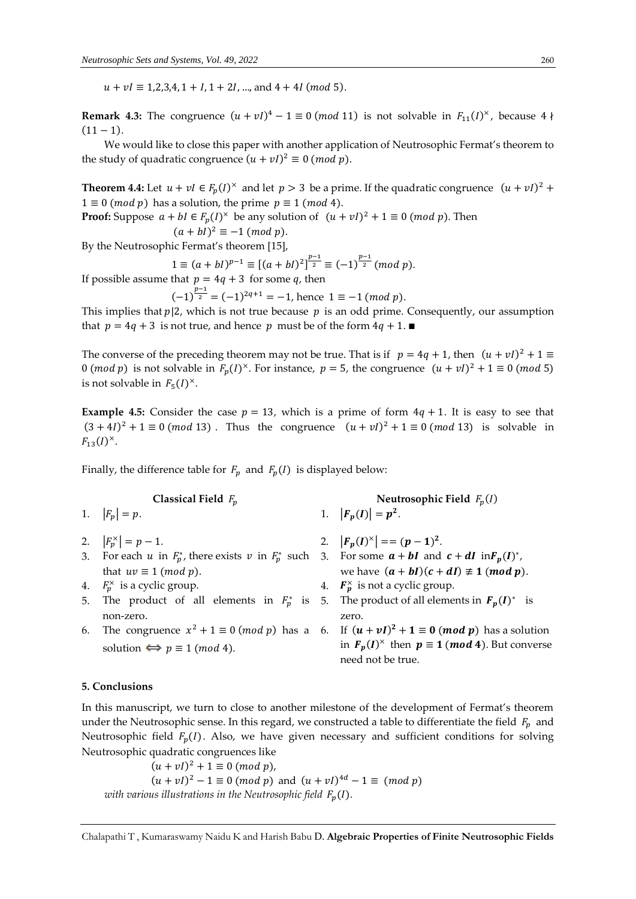$u + vI \equiv 1,2,3,4, 1 + I, 1 + 2I, \ldots$, and $4 + 4I \ (mod\ 5)$.

**Remark 4.3:** The congruence $(u + vI)^4 - 1 \equiv 0 \ (mod\ 11)$ is not solvable in $F_{11}(I)^{\times}$, because $4 \nmid (11 - 1)$.

We would like to close this paper with another application of Neutrosophic Fermat's theorem to the study of quadratic congruence $(u + vI)^2 \equiv 0 \ (mod\ p)$.

**Theorem 4.4:** Let $u + vI \in F_p(I)^{\times}$ and let $p > 3$ be a prime. If the quadratic congruence $(u + vI)^2 + 1 \equiv 0 \ (mod\ p)$ has a solution, the prime $p \equiv 1 \ (mod\ 4)$.

**Proof:** Suppose $a + bI \in F_p(I)^{\times}$ be any solution of $(u + vI)^2 + 1 \equiv 0 \ (mod\ p)$. Then

$$(a + bI)^2 \equiv -1 \ (mod\ p).$$

By the Neutrosophic Fermat's theorem [15],

$$1 \equiv (a + bI)^{p-1} \equiv [(a + bI)^2]^{\frac{p-1}{2}} \equiv (-1)^{\frac{p-1}{2}} \ (mod\ p).$$

If possible assume that $p = 4q + 3$ for some $q$, then

$$(-1)^{\frac{p-1}{2}} = (-1)^{2q+1} = -1, \text{ hence } 1 \equiv -1 \ (mod\ p).$$

This implies that $p|2$, which is not true because $p$ is an odd prime. Consequently, our assumption that $p = 4q + 3$ is not true, and hence $p$ must be of the form $4q + 1$. ∎

The converse of the preceding theorem may not be true. That is if $p = 4q + 1$, then $(u + vI)^2 + 1 \equiv 0 \ (mod\ p)$ is not solvable in $F_p(I)^{\times}$. For instance, $p = 5$, the congruence $(u + vI)^2 + 1 \equiv 0 \ (mod\ 5)$ is not solvable in $F_5(I)^{\times}$.

**Example 4.5:** Consider the case $p = 13$, which is a prime of form $4q + 1$. It is easy to see that $(3 + 4I)^2 + 1 \equiv 0 \ (mod\ 13)$. Thus the congruence $(u + vI)^2 + 1 \equiv 0 \ (mod\ 13)$ is solvable in $F_{13}(I)^{\times}$.

Finally, the difference table for $F_p$ and $F_p(I)$ is displayed below:

| Classical Field $F_p$ | Neutrosophic Field $F_p(I)$ |
|---|---|
| 1. $\lvert F_p \rvert = p$. | 1. $\boldsymbol{\lvert F_p(I) \rvert = p^2}$. |
| 2. $\lvert F_p^{\times} \rvert = p - 1$. | 2. $\boldsymbol{\lvert F_p(I)^{\times} \rvert == (p-1)^2}$. |
| 3. For each $u$ in $F_p^*$, there exists $v$ in $F_p^*$ such that $uv \equiv 1 \ (mod\ p)$. | 3. For some $\boldsymbol{a + bI}$ and $\boldsymbol{c + dI}$ in $\boldsymbol{F_p(I)^*}$, we have $\boldsymbol{(a + bI)(c + dI) \not\equiv 1 \ (mod\ p)}$. |
| 4. $F_p^{\times}$ is a cyclic group. | 4. $\boldsymbol{F_p^{\times}}$ is not a cyclic group. |
| 5. The product of all elements in $F_p^*$ is non-zero. | 5. The product of all elements in $\boldsymbol{F_p(I)^*}$ is zero. |
| 6. The congruence $x^2 + 1 \equiv 0 \ (mod\ p)$ has a solution $\Longleftrightarrow p \equiv 1 \ (mod\ 4)$. | 6. If $\boldsymbol{(u + vI)^2 + 1 \equiv 0 \ (mod\ p)}$ has a solution in $\boldsymbol{F_p(I)^{\times}}$ then $\boldsymbol{p \equiv 1 \ (mod\ 4)}$. But converse need not be true. |

## 5. Conclusions

In this manuscript, we turn to close to another milestone of the development of Fermat's theorem under the Neutrosophic sense. In this regard, we constructed a table to differentiate the field $F_p$ and Neutrosophic field $F_p(I)$. Also, we have given necessary and sufficient conditions for solving Neutrosophic quadratic congruences like

$$(u + vI)^2 + 1 \equiv 0 \ (mod\ p),$$

$$(u + vI)^2 - 1 \equiv 0 \ (mod\ p) \text{ and } (u + vI)^{4d} - 1 \equiv \ (mod\ p)$$

*with various illustrations in the Neutrosophic field* $F_p(I)$.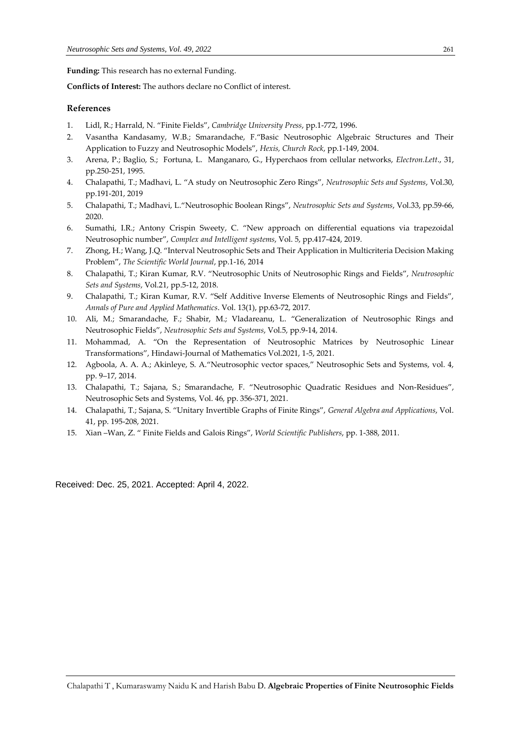**Funding:** This research has no external Funding.

**Conflicts of Interest:** The authors declare no Conflict of interest.

## References

1. Lidl, R.; Harrald, N. "Finite Fields", *Cambridge University Press*, pp.1-772, 1996.
2. Vasantha Kandasamy, W.B.; Smarandache, F."Basic Neutrosophic Algebraic Structures and Their Application to Fuzzy and Neutrosophic Models", *Hexis, Church Rock*, pp.1-149, 2004.
3. Arena, P.; Baglio, S.; Fortuna, L. Manganaro, G., Hyperchaos from cellular networks, *Electron.Lett*., 31, pp.250-251, 1995.
4. Chalapathi, T.; Madhavi, L. "A study on Neutrosophic Zero Rings", *Neutrosophic Sets and Systems*, Vol.30, pp.191-201, 2019
5. Chalapathi, T.; Madhavi, L."Neutrosophic Boolean Rings", *Neutrosophic Sets and Systems*, Vol.33, pp.59-66, 2020.
6. Sumathi, I.R.; Antony Crispin Sweety, C. "New approach on differential equations via trapezoidal Neutrosophic number", *Complex and Intelligent systems*, Vol. 5, pp.417-424, 2019.
7. Zhong, H.; Wang, J.Q. "Interval Neutrosophic Sets and Their Application in Multicriteria Decision Making Problem", *The Scientific World Journal*, pp.1-16, 2014
8. Chalapathi, T.; Kiran Kumar, R.V. "Neutrosophic Units of Neutrosophic Rings and Fields", *Neutrosophic Sets and Systems*, Vol.21, pp.5-12, 2018.
9. Chalapathi, T.; Kiran Kumar, R.V. "Self Additive Inverse Elements of Neutrosophic Rings and Fields", *Annals of Pure and Applied Mathematics*. Vol. 13(1), pp.63-72, 2017.
10. Ali, M.; Smarandache, F.; Shabir, M.; Vladareanu, L. "Generalization of Neutrosophic Rings and Neutrosophic Fields", *Neutrosophic Sets and Systems*, Vol.5, pp.9-14, 2014.
11. Mohammad, A. "On the Representation of Neutrosophic Matrices by Neutrosophic Linear Transformations", Hindawi-Journal of Mathematics Vol.2021, 1-5, 2021.
12. Agboola, A. A. A.; Akinleye, S. A."Neutrosophic vector spaces," Neutrosophic Sets and Systems, vol. 4, pp. 9–17, 2014.
13. Chalapathi, T.; Sajana, S.; Smarandache, F. "Neutrosophic Quadratic Residues and Non-Residues", Neutrosophic Sets and Systems, Vol. 46, pp. 356-371, 2021.
14. Chalapathi, T.; Sajana, S. "Unitary Invertible Graphs of Finite Rings", *General Algebra and Applications*, Vol. 41, pp. 195-208, 2021.
15. Xian –Wan, Z. " Finite Fields and Galois Rings", *World Scientific Publishers*, pp. 1-388, 2011.

Received: Dec. 25, 2021. Accepted: April 4, 2022.